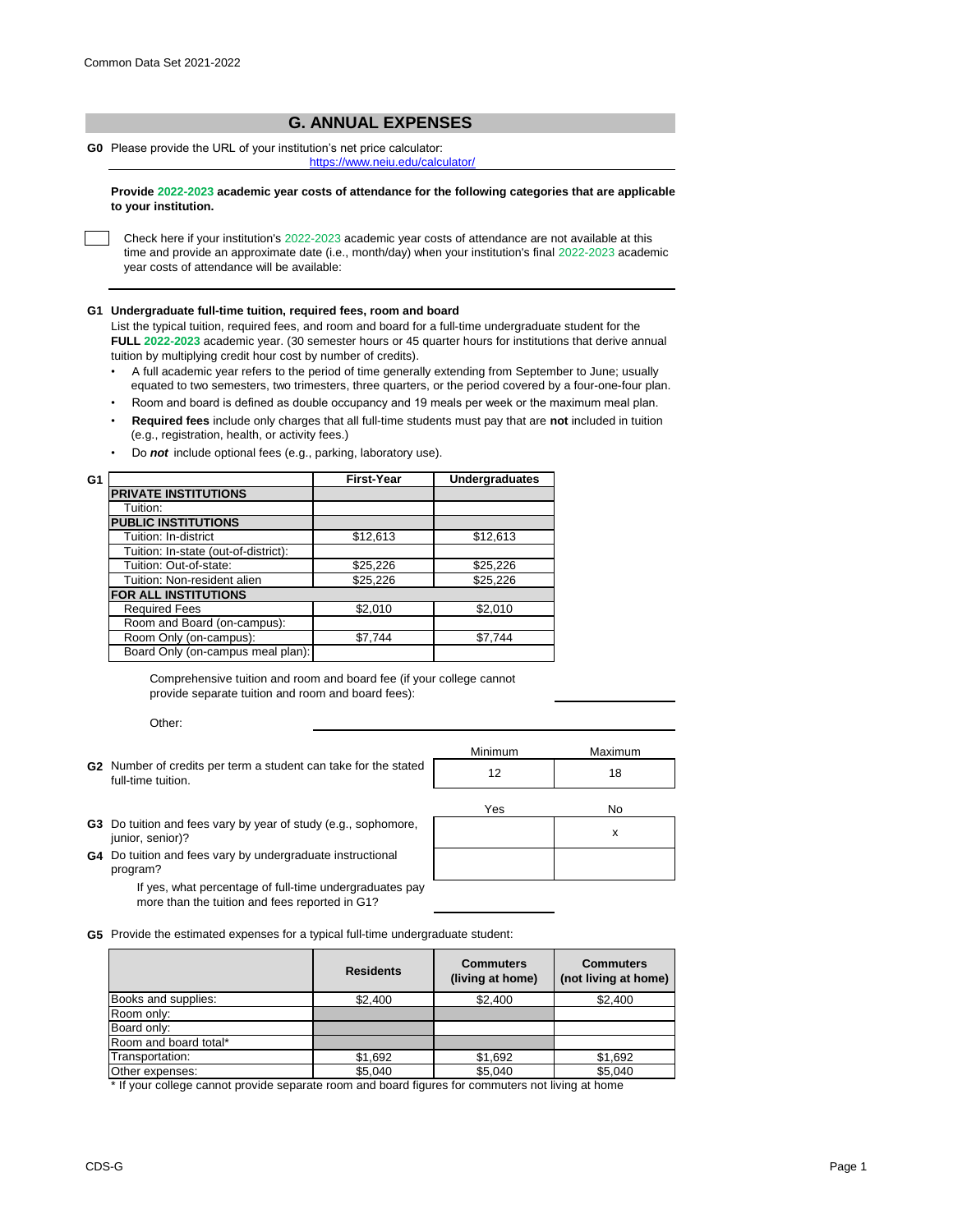Common Data Set 2021-2022

## G. ANNUAL EXPENSES

**G0** Please provide the URL of your institution's net price calculator:
https://www.neiu.edu/calculator/

**Provide 2022-2023 academic year costs of attendance for the following categories that are applicable to your institution.**

☐ Check here if your institution's 2022-2023 academic year costs of attendance are not available at this time and provide an approximate date (i.e., month/day) when your institution's final 2022-2023 academic year costs of attendance will be available:

### G1 Undergraduate full-time tuition, required fees, room and board

List the typical tuition, required fees, and room and board for a full-time undergraduate student for the **FULL 2022-2023** academic year. (30 semester hours or 45 quarter hours for institutions that derive annual tuition by multiplying credit hour cost by number of credits).

- A full academic year refers to the period of time generally extending from September to June; usually equated to two semesters, two trimesters, three quarters, or the period covered by a four-one-four plan.
- Room and board is defined as double occupancy and 19 meals per week or the maximum meal plan.
- **Required fees** include only charges that all full-time students must pay that are **not** included in tuition (e.g., registration, health, or activity fees.)
- Do ***not*** include optional fees (e.g., parking, laboratory use).

| G1 | First-Year | Undergraduates |
|---|---|---|
| **PRIVATE INSTITUTIONS** | | |
| Tuition: | | |
| **PUBLIC INSTITUTIONS** | | |
| Tuition: In-district | $12,613 | $12,613 |
| Tuition: In-state (out-of-district): | | |
| Tuition: Out-of-state: | $25,226 | $25,226 |
| Tuition: Non-resident alien | $25,226 | $25,226 |
| **FOR ALL INSTITUTIONS** | | |
| Required Fees | $2,010 | $2,010 |
| Room and Board (on-campus): | | |
| Room Only (on-campus): | $7,744 | $7,744 |
| Board Only (on-campus meal plan): | | |

Comprehensive tuition and room and board fee (if your college cannot provide separate tuition and room and board fees):

Other:

| | Minimum | Maximum |
|---|---|---|
| **G2** Number of credits per term a student can take for the stated full-time tuition. | 12 | 18 |

| | Yes | No |
|---|---|---|
| **G3** Do tuition and fees vary by year of study (e.g., sophomore, junior, senior)? | | x |
| **G4** Do tuition and fees vary by undergraduate instructional program? | | |

If yes, what percentage of full-time undergraduates pay more than the tuition and fees reported in G1?

**G5** Provide the estimated expenses for a typical full-time undergraduate student:

| | Residents | Commuters (living at home) | Commuters (not living at home) |
|---|---|---|---|
| Books and supplies: | $2,400 | $2,400 | $2,400 |
| Room only: | | | |
| Board only: | | | |
| Room and board total* | | | |
| Transportation: | $1,692 | $1,692 | $1,692 |
| Other expenses: | $5,040 | $5,040 | $5,040 |

\* If your college cannot provide separate room and board figures for commuters not living at home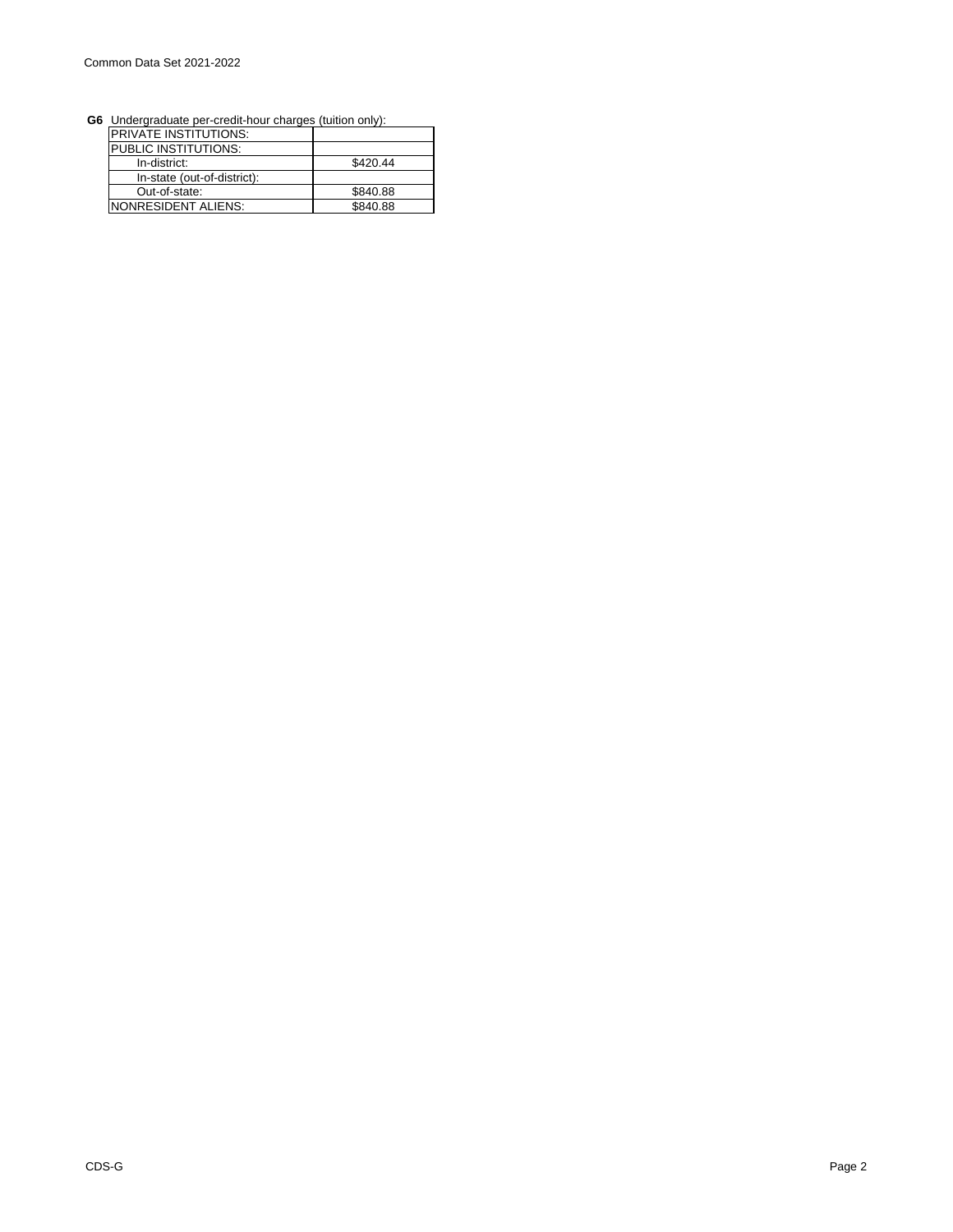**G6** Undergraduate per-credit-hour charges (tuition only):

| | |
|---|---|
| PRIVATE INSTITUTIONS: | |
| PUBLIC INSTITUTIONS: | |
| In-district: | $420.44 |
| In-state (out-of-district): | |
| Out-of-state: | $840.88 |
| NONRESIDENT ALIENS: | $840.88 |